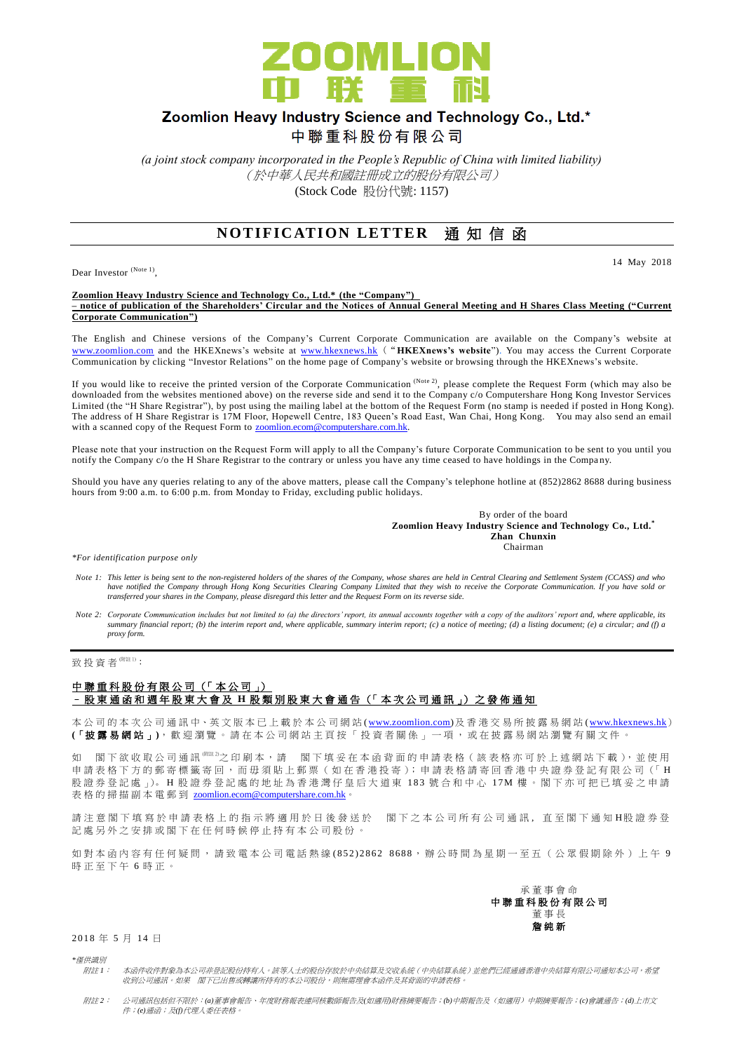# ZOOMLION 中联重科

## Zoomlion Heavy Industry Science and Technology Co., Ltd.*

## 中聯重科股份有限公司

*(a joint stock company incorporated in the People's Republic of China with limited liability)*

*（於中華人民共和國註冊成立的股份有限公司）*

(Stock Code 股份代號: 1157)

## NOTIFICATION LETTER 通知信函

14 May 2018

Dear Investor (Note 1),

**Zoomlion Heavy Industry Science and Technology Co., Ltd.* (the "Company") – notice of publication of the Shareholders' Circular and the Notices of Annual General Meeting and H Shares Class Meeting ("Current Corporate Communication")**

The English and Chinese versions of the Company's Current Corporate Communication are available on the Company's website at www.zoomlion.com and the HKEXnews's website at www.hkexnews.hk ("**HKEXnews's website**"). You may access the Current Corporate Communication by clicking "Investor Relations" on the home page of Company's website or browsing through the HKEXnews's website.

If you would like to receive the printed version of the Corporate Communication (Note 2), please complete the Request Form (which may also be downloaded from the websites mentioned above) on the reverse side and send it to the Company c/o Computershare Hong Kong Investor Services Limited (the "H Share Registrar"), by post using the mailing label at the bottom of the Request Form (no stamp is needed if posted in Hong Kong). The address of H Share Registrar is 17M Floor, Hopewell Centre, 183 Queen's Road East, Wan Chai, Hong Kong. You may also send an email with a scanned copy of the Request Form to zoomlion.ecom@computershare.com.hk.

Please note that your instruction on the Request Form will apply to all the Company's future Corporate Communication to be sent to you until you notify the Company c/o the H Share Registrar to the contrary or unless you have any time ceased to have holdings in the Company.

Should you have any queries relating to any of the above matters, please call the Company's telephone hotline at (852)2862 8688 during business hours from 9:00 a.m. to 6:00 p.m. from Monday to Friday, excluding public holidays.

By order of the board
**Zoomlion Heavy Industry Science and Technology Co., Ltd.***
**Zhan Chunxin**
Chairman

*\*For identification purpose only*

*Note 1: This letter is being sent to the non-registered holders of the shares of the Company, whose shares are held in Central Clearing and Settlement System (CCASS) and who have notified the Company through Hong Kong Securities Clearing Company Limited that they wish to receive the Corporate Communication. If you have sold or transferred your shares in the Company, please disregard this letter and the Request Form on its reverse side.*

*Note 2: Corporate Communication includes but not limited to (a) the directors' report, its annual accounts together with a copy of the auditors' report and, where applicable, its summary financial report; (b) the interim report and, where applicable, summary interim report; (c) a notice of meeting; (d) a listing document; (e) a circular; and (f) a proxy form.*

---

致投資者(附註1)：

**中聯重科股份有限公司（「本公司」）**
**–股東通函和週年股東大會及H股類別股東大會通告（「本次公司通訊」）之發佈通知**

本公司的本次公司通訊中、英文版本已上載於本公司網站(www.zoomlion.com)及香港交易所披露易網站(www.hkexnews.hk)(**「披露易網站」**)，歡迎瀏覽。請在本公司網站主頁按「投資者關係」一項，或在披露易網站瀏覽有關文件。

如 閣下欲收取公司通訊(附註2)之印刷本，請 閣下填妥在本函背面的申請表格（該表格亦可於上述網站下載），並使用申請表格下方的郵寄標籤寄回，而毋須貼上郵票（如在香港投寄）；申請表格請寄回香港中央證券登記有限公司（「H股證券登記處」）。H股證券登記處的地址為香港灣仔皇后大道東183號合和中心17M樓。閣下亦可把已填妥之申請表格的掃描副本電郵到 zoomlion.ecom@computershare.com.hk。

請注意閣下填寫於申請表格上的指示將適用於日後發送於 閣下之本公司所有公司通訊，直至閣下通知H股證券登記處另外之安排或閣下在任何時候停止持有本公司股份。

如對本函內容有任何疑問，請致電本公司電話熱線(852)2862 8688，辦公時間為星期一至五（公眾假期除外）上午9時正至下午6時正。

承董事會命
**中聯重科股份有限公司**
董事長
**詹純新**

2018年5月14日

*\*僅供識別*

*附註1： 本函件收件對象為本公司非登記股份持有人。該等人士的股份存放於中央結算及交收系統（中央結算系統）並他們已經通過香港中央結算有限公司通知本公司，希望收到公司通訊。如果 閣下已出售或轉讓所持有的本公司股份，則無需理會本函件及其背面的申請表格。*

*附註2： 公司通訊包括但不限於：(a)董事會報告、年度財務報表連同核數師報告及(如適用)財務摘要報告；(b)中期報告及（如適用）中期摘要報告；(c)會議通告；(d)上市文件；(e)通函；及(f)代理人委任表格。*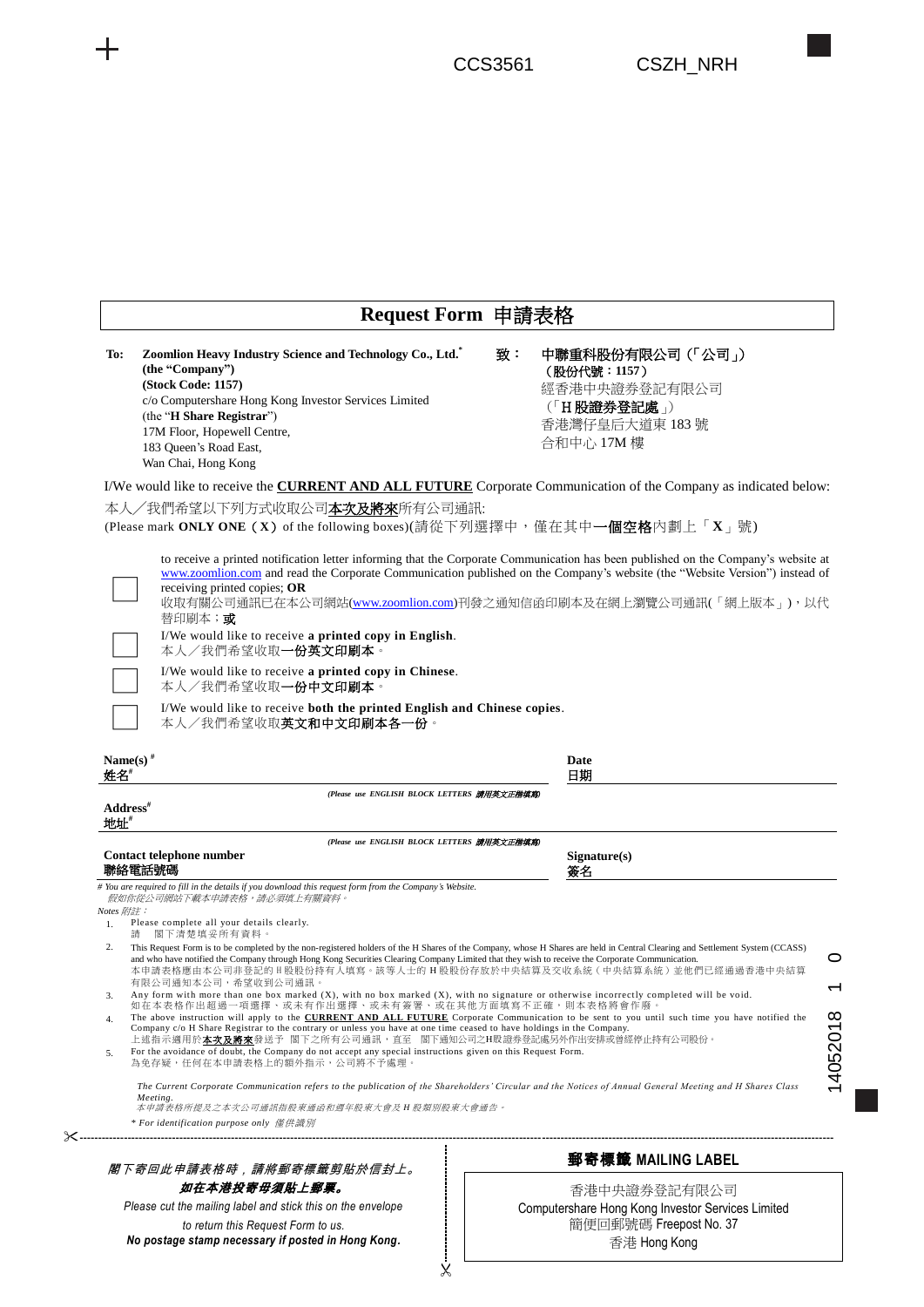CCS3561 CSZH_NRH

# Request Form 申請表格

**To:** **Zoomlion Heavy Industry Science and Technology Co., Ltd.*** **(the "Company")** **(Stock Code: 1157)**
c/o Computershare Hong Kong Investor Services Limited
(the "**H Share Registrar**")
17M Floor, Hopewell Centre,
183 Queen's Road East,
Wan Chai, Hong Kong

**致：** **中聯重科股份有限公司（「公司」）** **（股份代號：1157）**
經香港中央證券登記有限公司
（「**H股證券登記處**」）
香港灣仔皇后大道東 183 號
合和中心 17M 樓

I/We would like to receive the **CURRENT AND ALL FUTURE** Corporate Communication of the Company as indicated below:
本人／我們希望以下列方式收取公司**本次及將來**所有公司通訊:
(Please mark **ONLY ONE** (**X**) of the following boxes)(請從下列選擇中，僅在其中**一個空格**內劃上「**X**」號)

☐ to receive a printed notification letter informing that the Corporate Communication has been published on the Company's website at www.zoomlion.com and read the Corporate Communication published on the Company's website (the "Website Version") instead of receiving printed copies; **OR**
收取有關公司通訊已在本公司網站(www.zoomlion.com)刊發之通知信函印刷本及在網上瀏覽公司通訊(「網上版本」)，以代替印刷本；**或**

☐ I/We would like to receive **a printed copy in English**.
本人／我們希望收取**一份英文印刷本**。

☐ I/We would like to receive **a printed copy in Chinese**.
本人／我們希望收取**一份中文印刷本**。

☐ I/We would like to receive **both the printed English and Chinese copies**.
本人／我們希望收取**英文和中文印刷本各一份**。

**Name(s)** [#]
**姓名**[#]
*(Please use ENGLISH BLOCK LETTERS 請用英文正楷填寫)*

**Date**
**日期**

**Address**[#]
**地址**[#]
*(Please use ENGLISH BLOCK LETTERS 請用英文正楷填寫)*

**Contact telephone number**
**聯絡電話號碼**

**Signature(s)**
**簽名**

*# You are required to fill in the details if you download this request form from the Company's Website.*
*假如你從公司網站下載本申請表格，請必須填上有關資料。*

*Notes 附註：*

1. Please complete all your details clearly.
   請 閣下清楚填妥所有資料。
2. This Request Form is to be completed by the non-registered holders of the H Shares of the Company, whose H Shares are held in Central Clearing and Settlement System (CCASS) and who have notified the Company through Hong Kong Securities Clearing Company Limited that they wish to receive the Corporate Communication.
   本申請表格應由本公司非登記的 H 股股份持有人填寫。該等人士的 H 股股份存放於中央結算及交收系統（中央結算系統）並他們已經通過香港中央結算有限公司通知本公司，希望收到公司通訊。
3. Any form with more than one box marked (X), with no box marked (X), with no signature or otherwise incorrectly completed will be void.
   如在本表格作出超過一項選擇、或未有作出選擇、或未有簽署、或在其他方面填寫不正確，則本表格將會作廢。
4. The above instruction will apply to the **CURRENT AND ALL FUTURE** Corporate Communication to be sent to you until such time you have notified the Company c/o H Share Registrar to the contrary or unless you have at one time ceased to have holdings in the Company.
   上述指示適用於**本次及將來**發送予 閣下之所有公司通訊，直至 閣下通知公司之H股證券登記處另外作出安排或曾經停止持有公司股份。
5. For the avoidance of doubt, the Company do not accept any special instructions given on this Request Form.
   為免存疑，任何在本申請表格上的額外指示，公司將不予處理。

*The Current Corporate Communication refers to the publication of the Shareholders' Circular and the Notices of Annual General Meeting and H Shares Class Meeting.*
*本申請表格所提及之本次公司通訊指股東通函和週年股東大會及 H 股類別股東大會通告。*

\* For identification purpose only 僅供識別

14052018 1 0

---

*閣下寄回此申請表格時，請將郵寄標籤剪貼於信封上。*
***如在本港投寄毋須貼上郵票。***
*Please cut the mailing label and stick this on the envelope to return this Request Form to us.*
***No postage stamp necessary if posted in Hong Kong.***

**郵寄標籤 MAILING LABEL**

香港中央證券登記有限公司
Computershare Hong Kong Investor Services Limited
簡便回郵號碼 Freepost No. 37
香港 Hong Kong